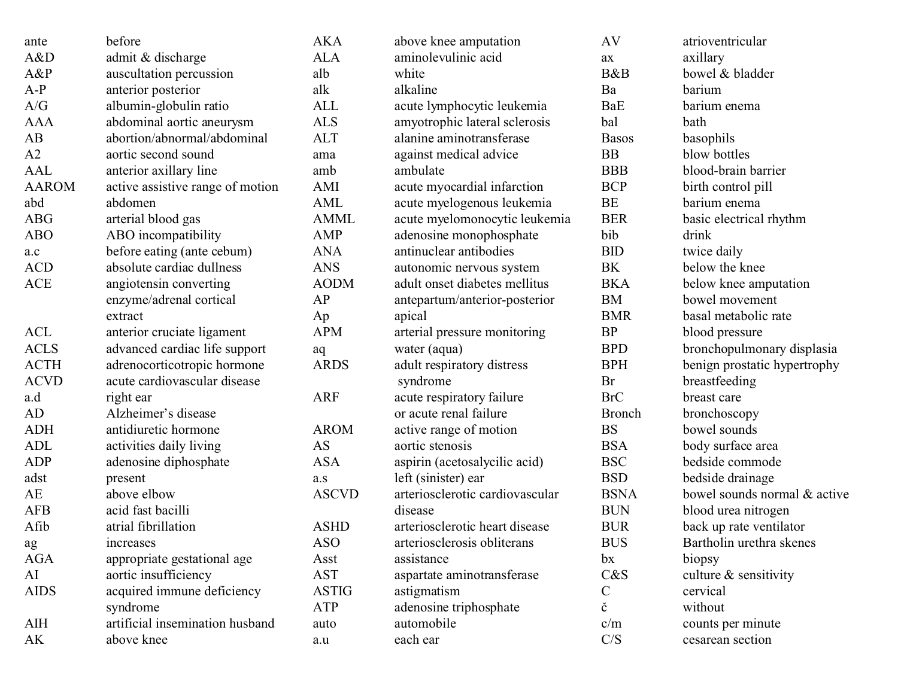| | |
|---|---|
| ante | before |
| A&D | admit & discharge |
| A&P | auscultation percussion |
| A-P | anterior posterior |
| A/G | albumin-globulin ratio |
| AAA | abdominal aortic aneurysm |
| AB | abortion/abnormal/abdominal |
| A2 | aortic second sound |
| AAL | anterior axillary line |
| AAROM | active assistive range of motion |
| abd | abdomen |
| ABG | arterial blood gas |
| ABO | ABO incompatibility |
| a.c | before eating (ante cebum) |
| ACD | absolute cardiac dullness |
| ACE | angiotensin converting enzyme/adrenal cortical extract |
| ACL | anterior cruciate ligament |
| ACLS | advanced cardiac life support |
| ACTH | adrenocorticotropic hormone |
| ACVD | acute cardiovascular disease |
| a.d | right ear |
| AD | Alzheimer's disease |
| ADH | antidiuretic hormone |
| ADL | activities daily living |
| ADP | adenosine diphosphate |
| adst | present |
| AE | above elbow |
| AFB | acid fast bacilli |
| Afib | atrial fibrillation |
| ag | increases |
| AGA | appropriate gestational age |
| AI | aortic insufficiency |
| AIDS | acquired immune deficiency syndrome |
| AIH | artificial insemination husband |
| AK | above knee |
| AKA | above knee amputation |
| ALA | aminolevulinic acid |
| alb | white |
| alk | alkaline |
| ALL | acute lymphocytic leukemia |
| ALS | amyotrophic lateral sclerosis |
| ALT | alanine aminotransferase |
| ama | against medical advice |
| amb | ambulate |
| AMI | acute myocardial infarction |
| AML | acute myelogenous leukemia |
| AMML | acute myelomonocytic leukemia |
| AMP | adenosine monophosphate |
| ANA | antinuclear antibodies |
| ANS | autonomic nervous system |
| AODM | adult onset diabetes mellitus |
| AP | antepartum/anterior-posterior |
| Ap | apical |
| APM | arterial pressure monitoring |
| aq | water (aqua) |
| ARDS | adult respiratory distress syndrome |
| ARF | acute respiratory failure or acute renal failure |
| AROM | active range of motion |
| AS | aortic stenosis |
| ASA | aspirin (acetosalycilic acid) |
| a.s | left (sinister) ear |
| ASCVD | arteriosclerotic cardiovascular disease |
| ASHD | arteriosclerotic heart disease |
| ASO | arteriosclerosis obliterans |
| Asst | assistance |
| AST | aspartate aminotransferase |
| ASTIG | astigmatism |
| ATP | adenosine triphosphate |
| auto | automobile |
| a.u | each ear |
| AV | atrioventricular |
| ax | axillary |
| B&B | bowel & bladder |
| Ba | barium |
| BaE | barium enema |
| bal | bath |
| Basos | basophils |
| BB | blow bottles |
| BBB | blood-brain barrier |
| BCP | birth control pill |
| BE | barium enema |
| BER | basic electrical rhythm |
| bib | drink |
| BID | twice daily |
| BK | below the knee |
| BKA | below knee amputation |
| BM | bowel movement |
| BMR | basal metabolic rate |
| BP | blood pressure |
| BPD | bronchopulmonary displasia |
| BPH | benign prostatic hypertrophy |
| Br | breastfeeding |
| BrC | breast care |
| Bronch | bronchoscopy |
| BS | bowel sounds |
| BSA | body surface area |
| BSC | bedside commode |
| BSD | bedside drainage |
| BSNA | bowel sounds normal & active |
| BUN | blood urea nitrogen |
| BUR | back up rate ventilator |
| BUS | Bartholin urethra skenes |
| bx | biopsy |
| C&S | culture & sensitivity |
| C | cervical |
| č | without |
| c/m | counts per minute |
| C/S | cesarean section |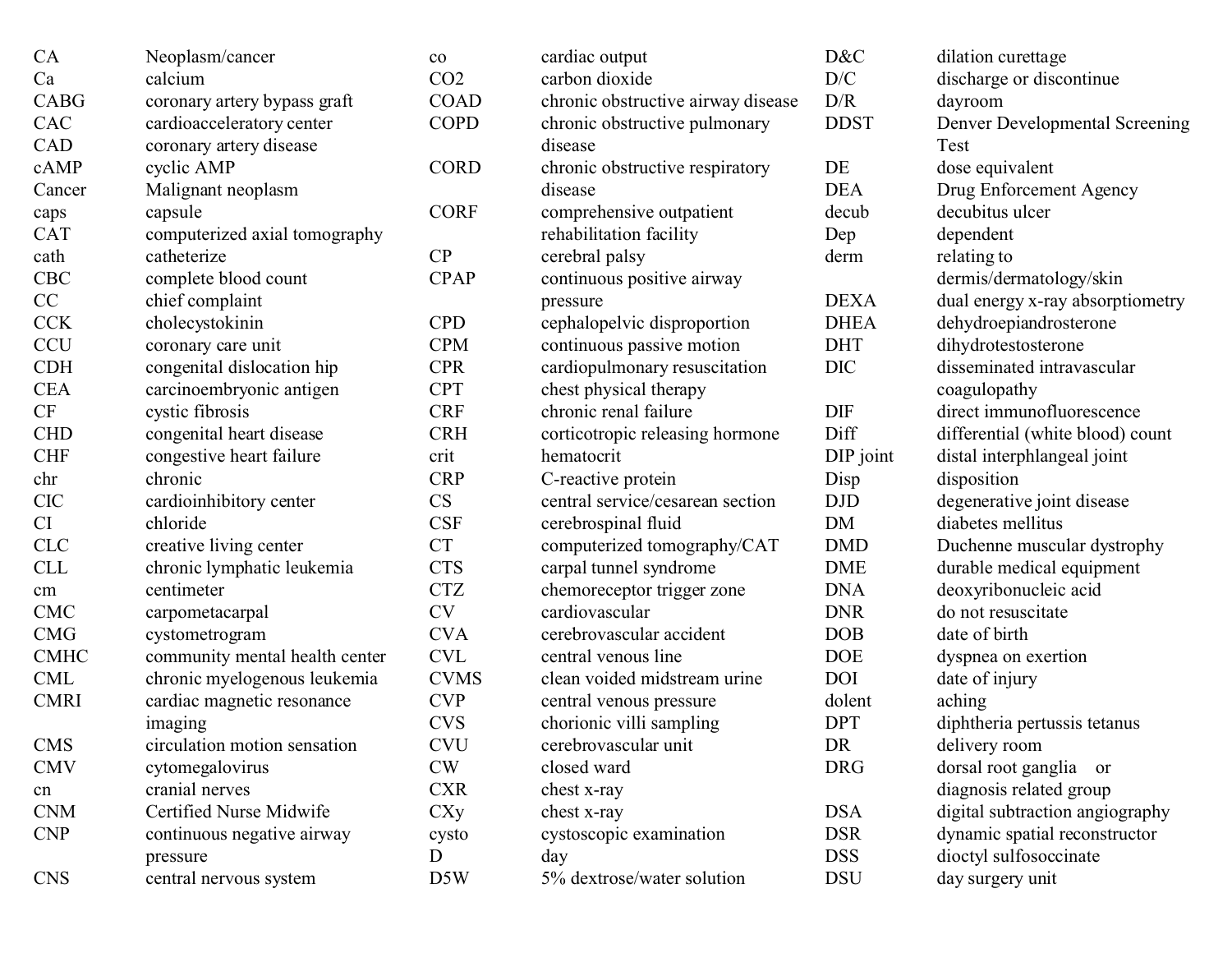| | |
|---|---|
| CA | Neoplasm/cancer |
| Ca | calcium |
| CABG | coronary artery bypass graft |
| CAC | cardioacceleratory center |
| CAD | coronary artery disease |
| cAMP | cyclic AMP |
| Cancer | Malignant neoplasm |
| caps | capsule |
| CAT | computerized axial tomography |
| cath | catheterize |
| CBC | complete blood count |
| CC | chief complaint |
| CCK | cholecystokinin |
| CCU | coronary care unit |
| CDH | congenital dislocation hip |
| CEA | carcinoembryonic antigen |
| CF | cystic fibrosis |
| CHD | congenital heart disease |
| CHF | congestive heart failure |
| chr | chronic |
| CIC | cardioinhibitory center |
| CI | chloride |
| CLC | creative living center |
| CLL | chronic lymphatic leukemia |
| cm | centimeter |
| CMC | carpometacarpal |
| CMG | cystometrogram |
| CMHC | community mental health center |
| CML | chronic myelogenous leukemia |
| CMRI | cardiac magnetic resonance imaging |
| CMS | circulation motion sensation |
| CMV | cytomegalovirus |
| cn | cranial nerves |
| CNM | Certified Nurse Midwife |
| CNP | continuous negative airway pressure |
| CNS | central nervous system |
| co | cardiac output |
| CO2 | carbon dioxide |
| COAD | chronic obstructive airway disease |
| COPD | chronic obstructive pulmonary disease |
| CORD | chronic obstructive respiratory disease |
| CORF | comprehensive outpatient rehabilitation facility |
| CP | cerebral palsy |
| CPAP | continuous positive airway pressure |
| CPD | cephalopelvic disproportion |
| CPM | continuous passive motion |
| CPR | cardiopulmonary resuscitation |
| CPT | chest physical therapy |
| CRF | chronic renal failure |
| CRH | corticotropic releasing hormone |
| crit | hematocrit |
| CRP | C-reactive protein |
| CS | central service/cesarean section |
| CSF | cerebrospinal fluid |
| CT | computerized tomography/CAT |
| CTS | carpal tunnel syndrome |
| CTZ | chemoreceptor trigger zone |
| CV | cardiovascular |
| CVA | cerebrovascular accident |
| CVL | central venous line |
| CVMS | clean voided midstream urine |
| CVP | central venous pressure |
| CVS | chorionic villi sampling |
| CVU | cerebrovascular unit |
| CW | closed ward |
| CXR | chest x-ray |
| CXy | chest x-ray |
| cysto | cystoscopic examination |
| D | day |
| D5W | 5% dextrose/water solution |
| D&C | dilation curettage |
| D/C | discharge or discontinue |
| D/R | dayroom |
| DDST | Denver Developmental Screening Test |
| DE | dose equivalent |
| DEA | Drug Enforcement Agency |
| decub | decubitus ulcer |
| Dep | dependent |
| derm | relating to dermis/dermatology/skin |
| DEXA | dual energy x-ray absorptiometry |
| DHEA | dehydroepiandrosterone |
| DHT | dihydrotestosterone |
| DIC | disseminated intravascular coagulopathy |
| DIF | direct immunofluorescence |
| Diff | differential (white blood) count |
| DIP joint | distal interphlangeal joint |
| Disp | disposition |
| DJD | degenerative joint disease |
| DM | diabetes mellitus |
| DMD | Duchenne muscular dystrophy |
| DME | durable medical equipment |
| DNA | deoxyribonucleic acid |
| DNR | do not resuscitate |
| DOB | date of birth |
| DOE | dyspnea on exertion |
| DOI | date of injury |
| dolent | aching |
| DPT | diphtheria pertussis tetanus |
| DR | delivery room |
| DRG | dorsal root ganglia or diagnosis related group |
| DSA | digital subtraction angiography |
| DSR | dynamic spatial reconstructor |
| DSS | dioctyl sulfosocinate |
| DSU | day surgery unit |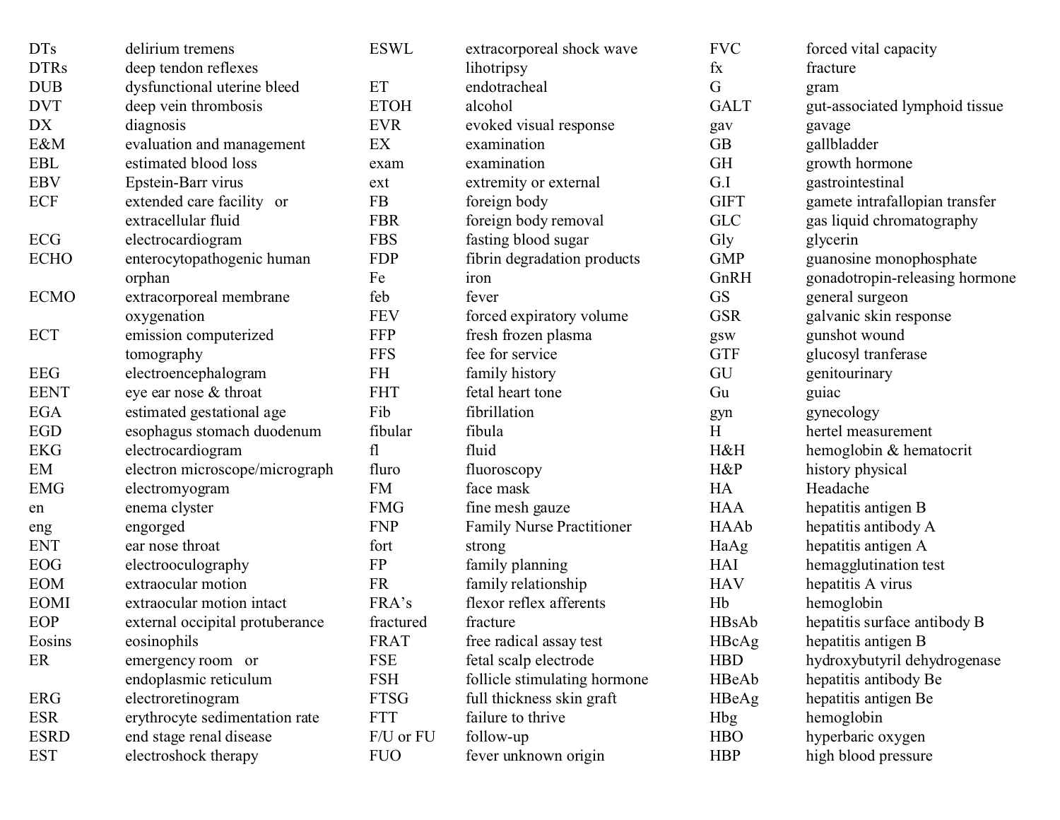| | |
|---|---|
| DTs | delirium tremens |
| DTRs | deep tendon reflexes |
| DUB | dysfunctional uterine bleed |
| DVT | deep vein thrombosis |
| DX | diagnosis |
| E&M | evaluation and management |
| EBL | estimated blood loss |
| EBV | Epstein-Barr virus |
| ECF | extended care facility or extracellular fluid |
| ECG | electrocardiogram |
| ECHO | enterocytopathogenic human orphan |
| ECMO | extracorporeal membrane oxygenation |
| ECT | emission computerized tomography |
| EEG | electroencephalogram |
| EENT | eye ear nose & throat |
| EGA | estimated gestational age |
| EGD | esophagus stomach duodenum |
| EKG | electrocardiogram |
| EM | electron microscope/micrograph |
| EMG | electromyogram |
| en | enema clyster |
| eng | engorged |
| ENT | ear nose throat |
| EOG | electrooculography |
| EOM | extraocular motion |
| EOMI | extraocular motion intact |
| EOP | external occipital protuberance |
| Eosins | eosinophils |
| ER | emergency room or endoplasmic reticulum |
| ERG | electroretinogram |
| ESR | erythrocyte sedimentation rate |
| ESRD | end stage renal disease |
| EST | electroshock therapy |
| ESWL | extracorporeal shock wave lihotripsy |
| ET | endotracheal |
| ETOH | alcohol |
| EVR | evoked visual response |
| EX | examination |
| exam | examination |
| ext | extremity or external |
| FB | foreign body |
| FBR | foreign body removal |
| FBS | fasting blood sugar |
| FDP | fibrin degradation products |
| Fe | iron |
| feb | fever |
| FEV | forced expiratory volume |
| FFP | fresh frozen plasma |
| FFS | fee for service |
| FH | family history |
| FHT | fetal heart tone |
| Fib | fibrillation |
| fibular | fibula |
| fl | fluid |
| fluro | fluoroscopy |
| FM | face mask |
| FMG | fine mesh gauze |
| FNP | Family Nurse Practitioner |
| fort | strong |
| FP | family planning |
| FR | family relationship |
| FRA's | flexor reflex afferents |
| fractured | fracture |
| FRAT | free radical assay test |
| FSE | fetal scalp electrode |
| FSH | follicle stimulating hormone |
| FTSG | full thickness skin graft |
| FTT | failure to thrive |
| F/U or FU | follow-up |
| FUO | fever unknown origin |
| FVC | forced vital capacity |
| fx | fracture |
| G | gram |
| GALT | gut-associated lymphoid tissue |
| gav | gavage |
| GB | gallbladder |
| GH | growth hormone |
| G.I | gastrointestinal |
| GIFT | gamete intrafallopian transfer |
| GLC | gas liquid chromatography |
| Gly | glycerin |
| GMP | guanosine monophosphate |
| GnRH | gonadotropin-releasing hormone |
| GS | general surgeon |
| GSR | galvanic skin response |
| gsw | gunshot wound |
| GTF | glucosyl tranferase |
| GU | genitourinary |
| Gu | guiac |
| gyn | gynecology |
| H | hertel measurement |
| H&H | hemoglobin & hematocrit |
| H&P | history physical |
| HA | Headache |
| HAA | hepatitis antigen B |
| HAAb | hepatitis antibody A |
| HaAg | hepatitis antigen A |
| HAI | hemagglutination test |
| HAV | hepatitis A virus |
| Hb | hemoglobin |
| HBsAb | hepatitis surface antibody B |
| HBcAg | hepatitis antigen B |
| HBD | hydroxybutyril dehydrogenase |
| HBeAb | hepatitis antibody Be |
| HBeAg | hepatitis antigen Be |
| Hbg | hemoglobin |
| HBO | hyperbaric oxygen |
| HBP | high blood pressure |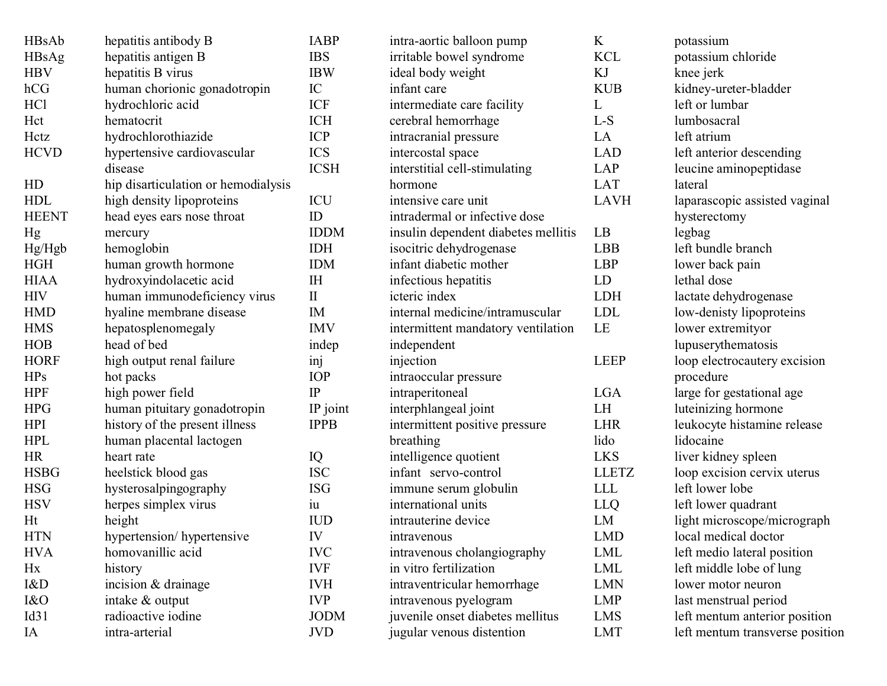| Abbreviation | Meaning |
|---|---|
| HBsAb | hepatitis antibody B |
| HBsAg | hepatitis antigen B |
| HBV | hepatitis B virus |
| hCG | human chorionic gonadotropin |
| HCl | hydrochloric acid |
| Hct | hematocrit |
| Hctz | hydrochlorothiazide |
| HCVD | hypertensive cardiovascular disease |
| HD | hip disarticulation or hemodialysis |
| HDL | high density lipoproteins |
| HEENT | head eyes ears nose throat |
| Hg | mercury |
| Hg/Hgb | hemoglobin |
| HGH | human growth hormone |
| HIAA | hydroxyindolacetic acid |
| HIV | human immunodeficiency virus |
| HMD | hyaline membrane disease |
| HMS | hepatosplenomegaly |
| HOB | head of bed |
| HORF | high output renal failure |
| HPs | hot packs |
| HPF | high power field |
| HPG | human pituitary gonadotropin |
| HPI | history of the present illness |
| HPL | human placental lactogen |
| HR | heart rate |
| HSBG | heelstick blood gas |
| HSG | hysterosalpingography |
| HSV | herpes simplex virus |
| Ht | height |
| HTN | hypertension/ hypertensive |
| HVA | homovanillic acid |
| Hx | history |
| I&D | incision & drainage |
| I&O | intake & output |
| Id31 | radioactive iodine |
| IA | intra-arterial |
| IABP | intra-aortic balloon pump |
| IBS | irritable bowel syndrome |
| IBW | ideal body weight |
| IC | infant care |
| ICF | intermediate care facility |
| ICH | cerebral hemorrhage |
| ICP | intracranial pressure |
| ICS | intercostal space |
| ICSH | interstitial cell-stimulating hormone |
| ICU | intensive care unit |
| ID | intradermal or infective dose |
| IDDM | insulin dependent diabetes mellitis |
| IDH | isocitric dehydrogenase |
| IDM | infant diabetic mother |
| IH | infectious hepatitis |
| II | icteric index |
| IM | internal medicine/intramuscular |
| IMV | intermittent mandatory ventilation |
| indep | independent |
| inj | injection |
| IOP | intraoccular pressure |
| IP | intraperitoneal |
| IP joint | interphlangeal joint |
| IPPB | intermittent positive pressure breathing |
| IQ | intelligence quotient |
| ISC | infant servo-control |
| ISG | immune serum globulin |
| iu | international units |
| IUD | intrauterine device |
| IV | intravenous |
| IVC | intravenous cholangiography |
| IVF | in vitro fertilization |
| IVH | intraventricular hemorrhage |
| IVP | intravenous pyelogram |
| JODM | juvenile onset diabetes mellitus |
| JVD | jugular venous distention |
| K | potassium |
| KCL | potassium chloride |
| KJ | knee jerk |
| KUB | kidney-ureter-bladder |
| L | left or lumbar |
| L-S | lumbosacral |
| LA | left atrium |
| LAD | left anterior descending |
| LAP | leucine aminopeptidase |
| LAT | lateral |
| LAVH | laparascopic assisted vaginal hysterectomy |
| LB | legbag |
| LBB | left bundle branch |
| LBP | lower back pain |
| LD | lethal dose |
| LDH | lactate dehydrogenase |
| LDL | low-denisty lipoproteins |
| LE | lower extremityor lupuserythematosis |
| LEEP | loop electrocautery excision procedure |
| LGA | large for gestational age |
| LH | luteinizing hormone |
| LHR | leukocyte histamine release |
| lido | lidocaine |
| LKS | liver kidney spleen |
| LLETZ | loop excision cervix uterus |
| LLL | left lower lobe |
| LLQ | left lower quadrant |
| LM | light microscope/micrograph |
| LMD | local medical doctor |
| LML | left medio lateral position |
| LML | left middle lobe of lung |
| LMN | lower motor neuron |
| LMP | last menstrual period |
| LMS | left mentum anterior position |
| LMT | left mentum transverse position |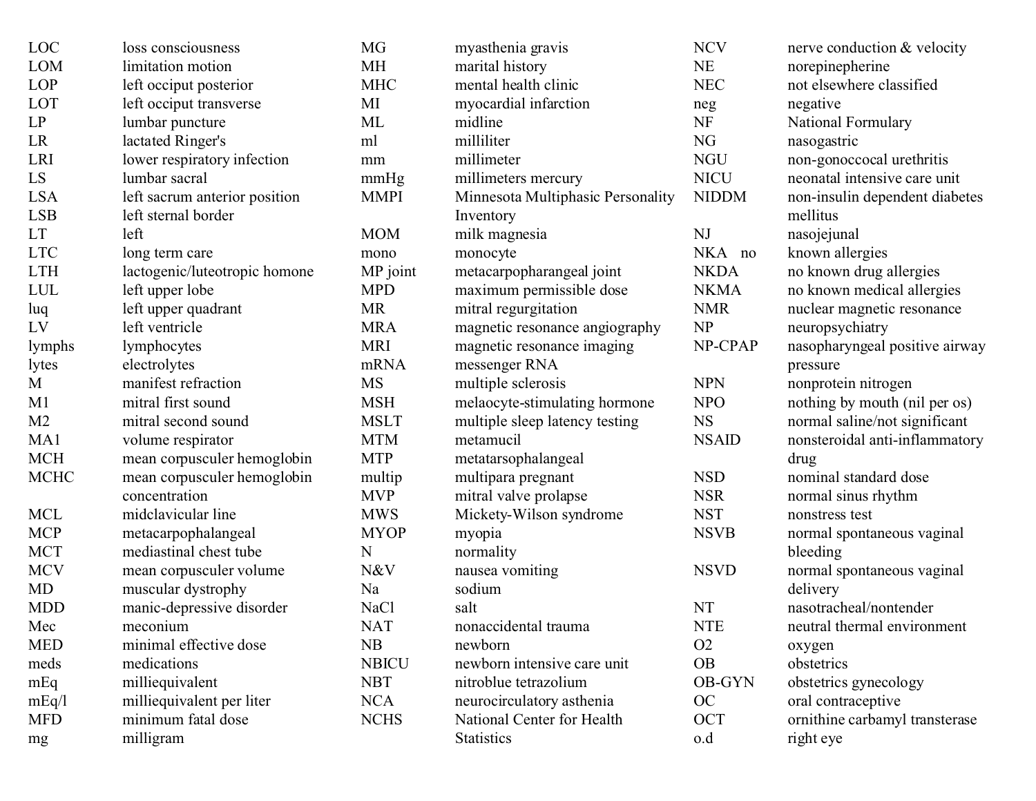| Abbreviation | Meaning |
| --- | --- |
| LOC | loss consciousness |
| LOM | limitation motion |
| LOP | left occiput posterior |
| LOT | left occiput transverse |
| LP | lumbar puncture |
| LR | lactated Ringer's |
| LRI | lower respiratory infection |
| LS | lumbar sacral |
| LSA | left sacrum anterior position |
| LSB | left sternal border |
| LT | left |
| LTC | long term care |
| LTH | lactogenic/luteotropic homone |
| LUL | left upper lobe |
| luq | left upper quadrant |
| LV | left ventricle |
| lymphs | lymphocytes |
| lytes | electrolytes |
| M | manifest refraction |
| M1 | mitral first sound |
| M2 | mitral second sound |
| MA1 | volume respirator |
| MCH | mean corpusculer hemoglobin |
| MCHC | mean corpusculer hemoglobin concentration |
| MCL | midclavicular line |
| MCP | metacarpophalangeal |
| MCT | mediastinal chest tube |
| MCV | mean corpusculer volume |
| MD | muscular dystrophy |
| MDD | manic-depressive disorder |
| Mec | meconium |
| MED | minimal effective dose |
| meds | medications |
| mEq | milliequivalent |
| mEq/l | milliequivalent per liter |
| MFD | minimum fatal dose |
| mg | milligram |
| MG | myasthenia gravis |
| MH | marital history |
| MHC | mental health clinic |
| MI | myocardial infarction |
| ML | midline |
| ml | milliliter |
| mm | millimeter |
| mmHg | millimeters mercury |
| MMPI | Minnesota Multiphasic Personality Inventory |
| MOM | milk magnesia |
| mono | monocyte |
| MP joint | metacarpopharangeal joint |
| MPD | maximum permissible dose |
| MR | mitral regurgitation |
| MRA | magnetic resonance angiography |
| MRI | magnetic resonance imaging |
| mRNA | messenger RNA |
| MS | multiple sclerosis |
| MSH | melaocyte-stimulating hormone |
| MSLT | multiple sleep latency testing |
| MTM | metamucil |
| MTP | metatarsophalangeal |
| multip | multipara pregnant |
| MVP | mitral valve prolapse |
| MWS | Mickety-Wilson syndrome |
| MYOP | myopia |
| N | normality |
| N&V | nausea vomiting |
| Na | sodium |
| NaCl | salt |
| NAT | nonaccidental trauma |
| NB | newborn |
| NBICU | newborn intensive care unit |
| NBT | nitroblue tetrazolium |
| NCA | neurocirculatory asthenia |
| NCHS | National Center for Health Statistics |
| NCV | nerve conduction & velocity |
| NE | norepinepherine |
| NEC | not elsewhere classified |
| neg | negative |
| NF | National Formulary |
| NG | nasogastric |
| NGU | non-gonoccocal urethritis |
| NICU | neonatal intensive care unit |
| NIDDM | non-insulin dependent diabetes mellitus |
| NJ | nasojejunal |
| NKA no | known allergies |
| NKDA | no known drug allergies |
| NKMA | no known medical allergies |
| NMR | nuclear magnetic resonance |
| NP | neuropsychiatry |
| NP-CPAP | nasopharyngeal positive airway pressure |
| NPN | nonprotein nitrogen |
| NPO | nothing by mouth (nil per os) |
| NS | normal saline/not significant |
| NSAID | nonsteroidal anti-inflammatory drug |
| NSD | nominal standard dose |
| NSR | normal sinus rhythm |
| NST | nonstress test |
| NSVB | normal spontaneous vaginal bleeding |
| NSVD | normal spontaneous vaginal delivery |
| NT | nasotracheal/nontender |
| NTE | neutral thermal environment |
| O2 | oxygen |
| OB | obstetrics |
| OB-GYN | obstetrics gynecology |
| OC | oral contraceptive |
| OCT | ornithine carbamyl transterase |
| o.d | right eye |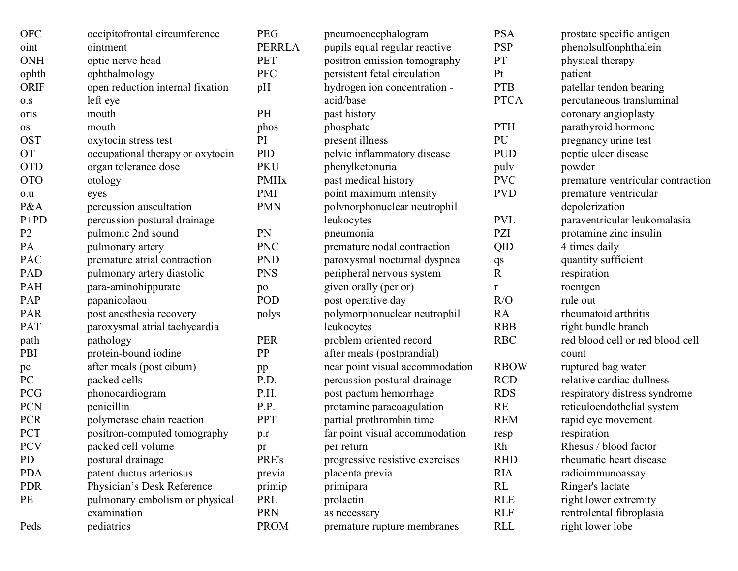| | |
|---|---|
| OFC | occipitofrontal circumference |
| oint | ointment |
| ONH | optic nerve head |
| ophth | ophthalmology |
| ORIF | open reduction internal fixation |
| o.s | left eye |
| oris | mouth |
| os | mouth |
| OST | oxytocin stress test |
| OT | occupational therapy or oxytocin |
| OTD | organ tolerance dose |
| OTO | otology |
| o.u | eyes |
| P&A | percussion auscultation |
| P+PD | percussion postural drainage |
| P2 | pulmonic 2nd sound |
| PA | pulmonary artery |
| PAC | premature atrial contraction |
| PAD | pulmonary artery diastolic |
| PAH | para-aminohippurate |
| PAP | papanicolaou |
| PAR | post anesthesia recovery |
| PAT | paroxysmal atrial tachycardia |
| path | pathology |
| PBI | protein-bound iodine |
| pc | after meals (post cibum) |
| PC | packed cells |
| PCG | phonocardiogram |
| PCN | penicillin |
| PCR | polymerase chain reaction |
| PCT | positron-computed tomography |
| PCV | packed cell volume |
| PD | postural drainage |
| PDA | patent ductus arteriosus |
| PDR | Physician's Desk Reference |
| PE | pulmonary embolism or physical examination |
| Peds | pediatrics |
| PEG | pneumoencephalogram |
| PERRLA | pupils equal regular reactive |
| PET | positron emission tomography |
| PFC | persistent fetal circulation |
| pH | hydrogen ion concentration - acid/base |
| PH | past history |
| phos | phosphate |
| PI | present illness |
| PID | pelvic inflammatory disease |
| PKU | phenylketonuria |
| PMHx | past medical history |
| PMI | point maximum intensity |
| PMN | polvnorphonuclear neutrophil leukocytes |
| PN | pneumonia |
| PNC | premature nodal contraction |
| PND | paroxysmal nocturnal dyspnea |
| PNS | peripheral nervous system |
| po | given orally (per or) |
| POD | post operative day |
| polys | polymorphonuclear neutrophil leukocytes |
| PER | problem oriented record |
| PP | after meals (postprandial) |
| pp | near point visual accommodation |
| P.D. | percussion postural drainage |
| P.H. | post pactum hemorrhage |
| P.P. | protamine paracoagulation |
| PPT | partial prothrombin time |
| p.r | far point visual accommodation |
| pr | per return |
| PRE's | progressive resistive exercises |
| previa | placenta previa |
| primip | primipara |
| PRL | prolactin |
| PRN | as necessary |
| PROM | premature rupture membranes |
| PSA | prostate specific antigen |
| PSP | phenolsulfonphthalein |
| PT | physical therapy |
| Pt | patient |
| PTB | patellar tendon bearing |
| PTCA | percutaneous transluminal coronary angioplasty |
| PTH | parathyroid hormone |
| PU | pregnancy urine test |
| PUD | peptic ulcer disease |
| pulv | powder |
| PVC | premature ventricular contraction |
| PVD | premature ventricular depolerization |
| PVL | paraventricular leukomalasia |
| PZI | protamine zinc insulin |
| QID | 4 times daily |
| qs | quantity sufficient |
| R | respiration |
| r | roentgen |
| R/O | rule out |
| RA | rheumatoid arthritis |
| RBB | right bundle branch |
| RBC | red blood cell or red blood cell count |
| RBOW | ruptured bag water |
| RCD | relative cardiac dullness |
| RDS | respiratory distress syndrome |
| RE | reticuloendothelial system |
| REM | rapid eye movement |
| resp | respiration |
| Rh | Rhesus / blood factor |
| RHD | rheumatic heart disease |
| RIA | radioimmunoassay |
| RL | Ringer's lactate |
| RLE | right lower extremity |
| RLF | rentrolental fibroplasia |
| RLL | right lower lobe |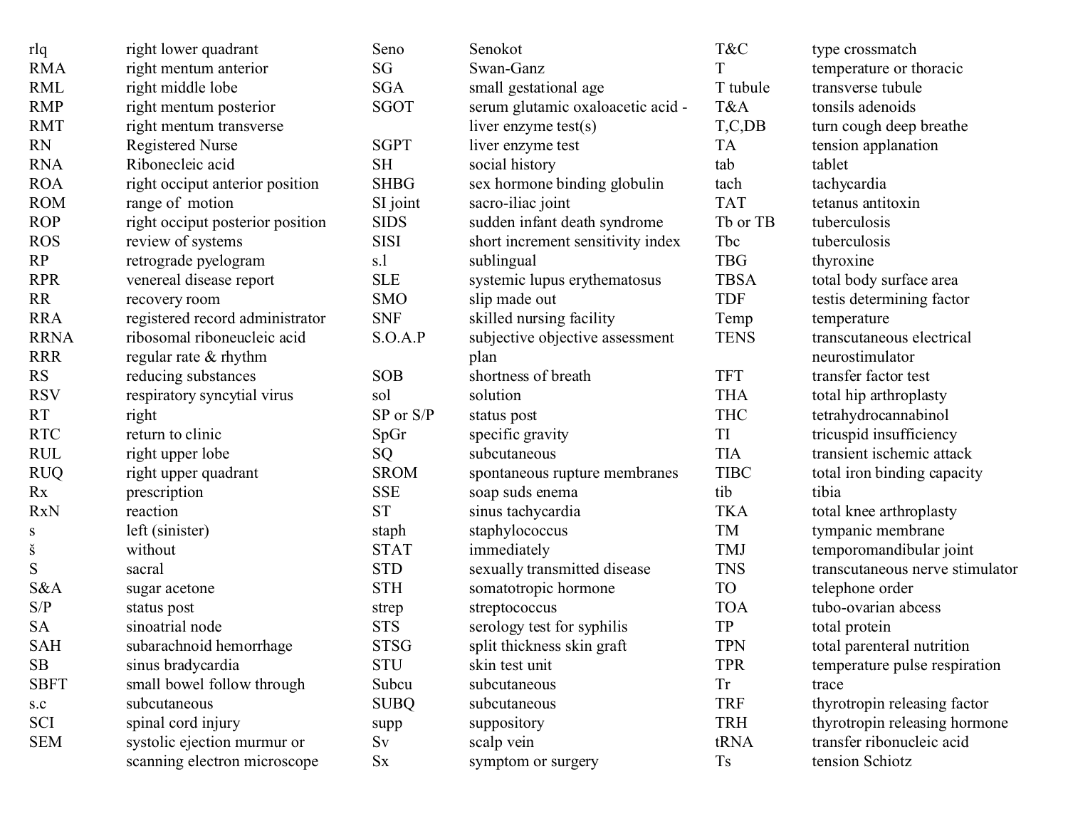| | |
|---|---|
| rlq | right lower quadrant |
| RMA | right mentum anterior |
| RML | right middle lobe |
| RMP | right mentum posterior |
| RMT | right mentum transverse |
| RN | Registered Nurse |
| RNA | Ribonecleic acid |
| ROA | right occiput anterior position |
| ROM | range of motion |
| ROP | right occiput posterior position |
| ROS | review of systems |
| RP | retrograde pyelogram |
| RPR | venereal disease report |
| RR | recovery room |
| RRA | registered record administrator |
| RRNA | ribosomal riboneucleic acid |
| RRR | regular rate & rhythm |
| RS | reducing substances |
| RSV | respiratory syncytial virus |
| RT | right |
| RTC | return to clinic |
| RUL | right upper lobe |
| RUQ | right upper quadrant |
| Rx | prescription |
| RxN | reaction |
| s | left (sinister) |
| š | without |
| S | sacral |
| S&A | sugar acetone |
| S/P | status post |
| SA | sinoatrial node |
| SAH | subarachnoid hemorrhage |
| SB | sinus bradycardia |
| SBFT | small bowel follow through |
| s.c | subcutaneous |
| SCI | spinal cord injury |
| SEM | systolic ejection murmur or scanning electron microscope |
| Seno | Senokot |
| SG | Swan-Ganz |
| SGA | small gestational age |
| SGOT | serum glutamic oxaloacetic acid - liver enzyme test(s) |
| SGPT | liver enzyme test |
| SH | social history |
| SHBG | sex hormone binding globulin |
| SI joint | sacro-iliac joint |
| SIDS | sudden infant death syndrome |
| SISI | short increment sensitivity index |
| s.l | sublingual |
| SLE | systemic lupus erythematosus |
| SMO | slip made out |
| SNF | skilled nursing facility |
| S.O.A.P | subjective objective assessment plan |
| SOB | shortness of breath |
| sol | solution |
| SP or S/P | status post |
| SpGr | specific gravity |
| SQ | subcutaneous |
| SROM | spontaneous rupture membranes |
| SSE | soap suds enema |
| ST | sinus tachycardia |
| staph | staphylococcus |
| STAT | immediately |
| STD | sexually transmitted disease |
| STH | somatotropic hormone |
| strep | streptococcus |
| STS | serology test for syphilis |
| STSG | split thickness skin graft |
| STU | skin test unit |
| Subcu | subcutaneous |
| SUBQ | subcutaneous |
| supp | suppository |
| Sv | scalp vein |
| Sx | symptom or surgery |
| T&C | type crossmatch |
| T | temperature or thoracic |
| T tubule | transverse tubule |
| T&A | tonsils adenoids |
| T,C,DB | turn cough deep breathe |
| TA | tension applanation |
| tab | tablet |
| tach | tachycardia |
| TAT | tetanus antitoxin |
| Tb or TB | tuberculosis |
| Tbc | tuberculosis |
| TBG | thyroxine |
| TBSA | total body surface area |
| TDF | testis determining factor |
| Temp | temperature |
| TENS | transcutaneous electrical neurostimulator |
| TFT | transfer factor test |
| THA | total hip arthroplasty |
| THC | tetrahydrocannabinol |
| TI | tricuspid insufficiency |
| TIA | transient ischemic attack |
| TIBC | total iron binding capacity |
| tib | tibia |
| TKA | total knee arthroplasty |
| TM | tympanic membrane |
| TMJ | temporomandibular joint |
| TNS | transcutaneous nerve stimulator |
| TO | telephone order |
| TOA | tubo-ovarian abcess |
| TP | total protein |
| TPN | total parenteral nutrition |
| TPR | temperature pulse respiration |
| Tr | trace |
| TRF | thyrotropin releasing factor |
| TRH | thyrotropin releasing hormone |
| tRNA | transfer ribonucleic acid |
| Ts | tension Schiotz |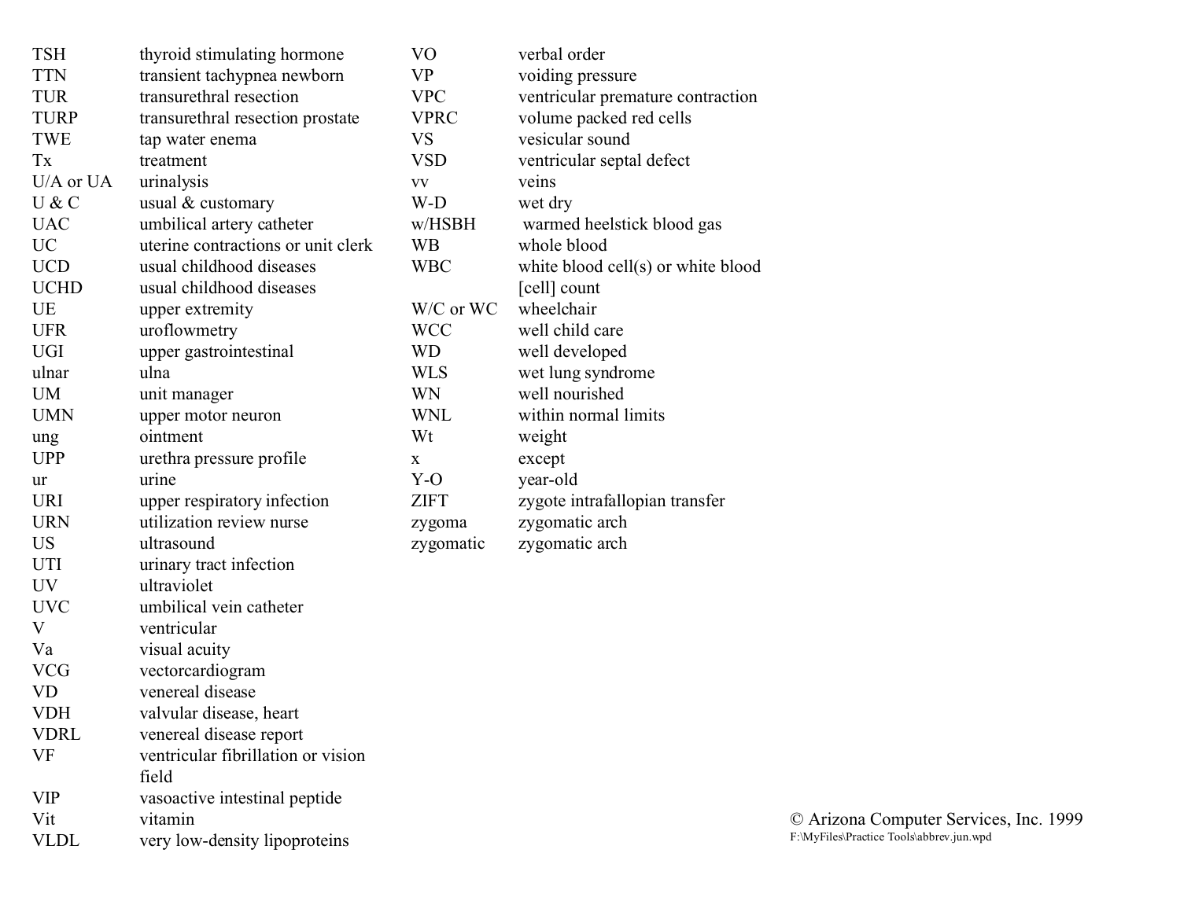| | |
|---|---|
| TSH | thyroid stimulating hormone |
| TTN | transient tachypnea newborn |
| TUR | transurethral resection |
| TURP | transurethral resection prostate |
| TWE | tap water enema |
| Tx | treatment |
| U/A or UA | urinalysis |
| U & C | usual & customary |
| UAC | umbilical artery catheter |
| UC | uterine contractions or unit clerk |
| UCD | usual childhood diseases |
| UCHD | usual childhood diseases |
| UE | upper extremity |
| UFR | uroflowmetry |
| UGI | upper gastrointestinal |
| ulnar | ulna |
| UM | unit manager |
| UMN | upper motor neuron |
| ung | ointment |
| UPP | urethra pressure profile |
| ur | urine |
| URI | upper respiratory infection |
| URN | utilization review nurse |
| US | ultrasound |
| UTI | urinary tract infection |
| UV | ultraviolet |
| UVC | umbilical vein catheter |
| V | ventricular |
| Va | visual acuity |
| VCG | vectorcardiogram |
| VD | venereal disease |
| VDH | valvular disease, heart |
| VDRL | venereal disease report |
| VF | ventricular fibrillation or vision field |
| VIP | vasoactive intestinal peptide |
| Vit | vitamin |
| VLDL | very low-density lipoproteins |
| VO | verbal order |
| VP | voiding pressure |
| VPC | ventricular premature contraction |
| VPRC | volume packed red cells |
| VS | vesicular sound |
| VSD | ventricular septal defect |
| vv | veins |
| W-D | wet dry |
| w/HSBH | warmed heelstick blood gas |
| WB | whole blood |
| WBC | white blood cell(s) or white blood [cell] count |
| W/C or WC | wheelchair |
| WCC | well child care |
| WD | well developed |
| WLS | wet lung syndrome |
| WN | well nourished |
| WNL | within normal limits |
| Wt | weight |
| x | except |
| Y-O | year-old |
| ZIFT | zygote intrafallopian transfer |
| zygoma | zygomatic arch |
| zygomatic | zygomatic arch |

© Arizona Computer Services, Inc. 1999
F:\MyFiles\Practice Tools\abbrev.jun.wpd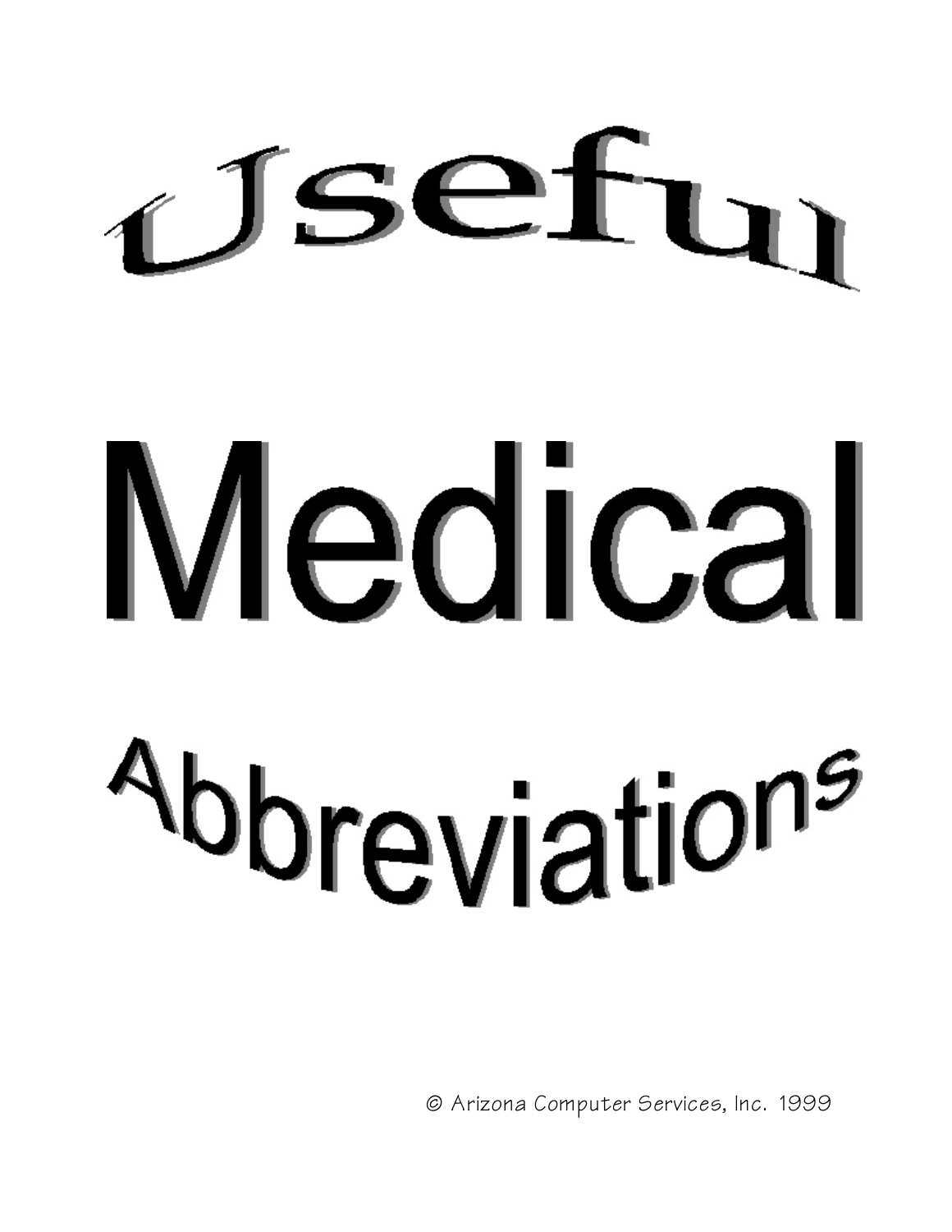# Useful Medical Abbreviations

© Arizona Computer Services, Inc. 1999